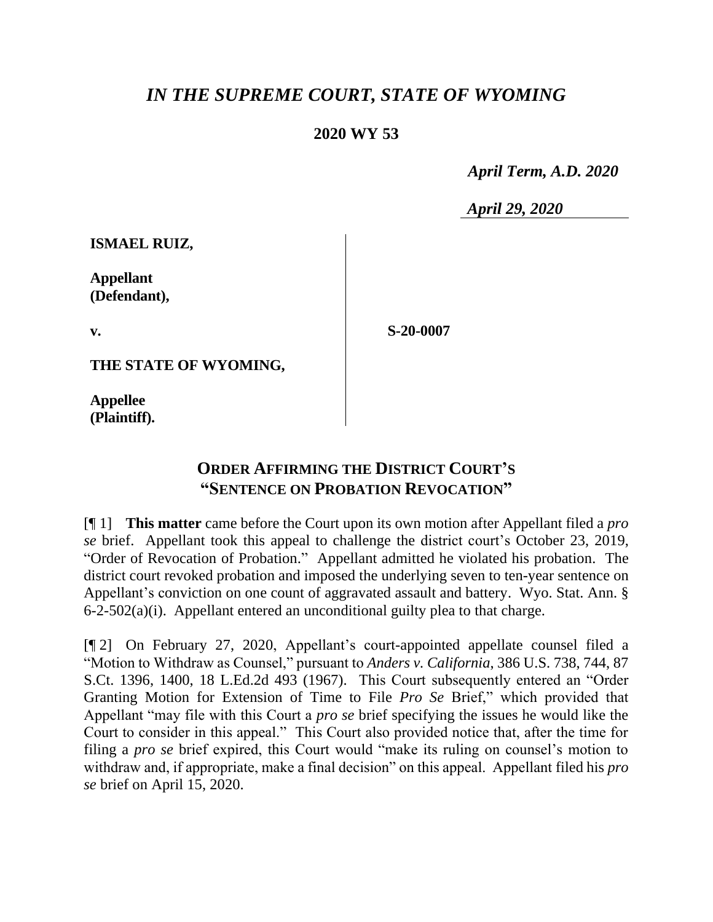# *IN THE SUPREME COURT, STATE OF WYOMING*

**2020 WY 53**

*April Term, A.D. 2020*

*April 29, 2020*

| | |
|---|---|
| **ISMAEL RUIZ,**<br><br>**Appellant (Defendant),**<br><br>**v.**<br><br>**THE STATE OF WYOMING,**<br><br>**Appellee (Plaintiff).** | **S-20-0007** |

## ORDER AFFIRMING THE DISTRICT COURT'S "SENTENCE ON PROBATION REVOCATION"

[¶ 1] **This matter** came before the Court upon its own motion after Appellant filed a *pro se* brief. Appellant took this appeal to challenge the district court's October 23, 2019, "Order of Revocation of Probation." Appellant admitted he violated his probation. The district court revoked probation and imposed the underlying seven to ten-year sentence on Appellant's conviction on one count of aggravated assault and battery. Wyo. Stat. Ann. § 6-2-502(a)(i). Appellant entered an unconditional guilty plea to that charge.

[¶ 2] On February 27, 2020, Appellant's court-appointed appellate counsel filed a "Motion to Withdraw as Counsel," pursuant to *Anders v. California*, 386 U.S. 738, 744, 87 S.Ct. 1396, 1400, 18 L.Ed.2d 493 (1967). This Court subsequently entered an "Order Granting Motion for Extension of Time to File *Pro Se* Brief," which provided that Appellant "may file with this Court a *pro se* brief specifying the issues he would like the Court to consider in this appeal." This Court also provided notice that, after the time for filing a *pro se* brief expired, this Court would "make its ruling on counsel's motion to withdraw and, if appropriate, make a final decision" on this appeal. Appellant filed his *pro se* brief on April 15, 2020.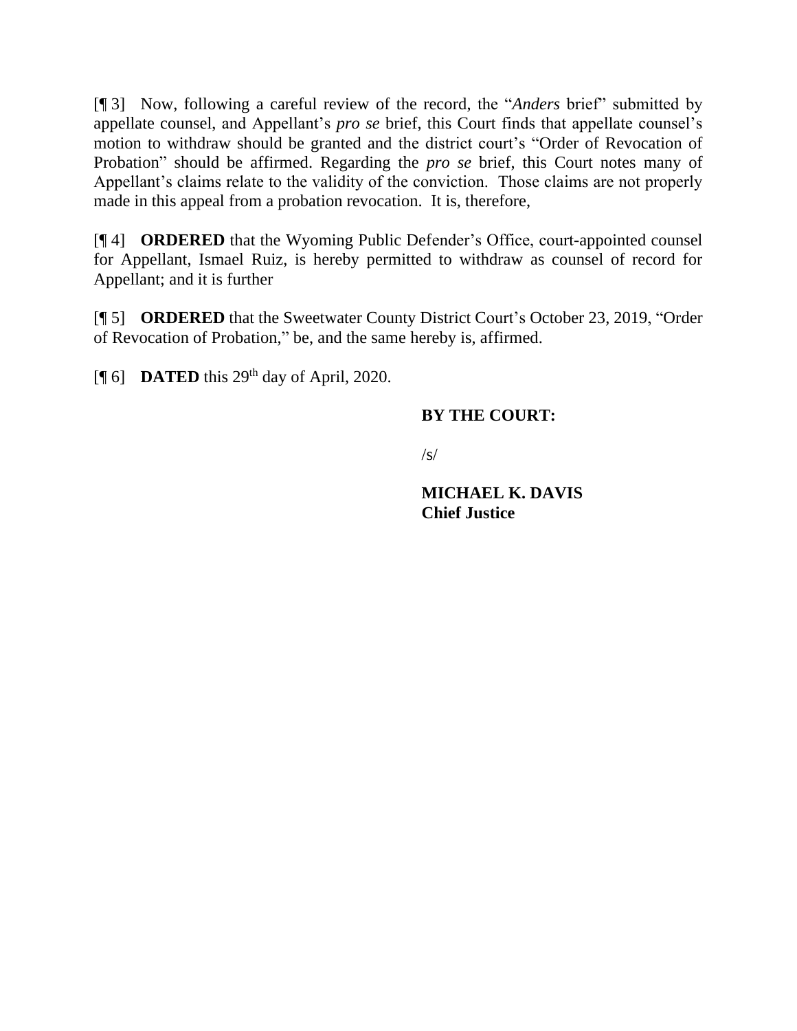[¶ 3] Now, following a careful review of the record, the "*Anders* brief" submitted by appellate counsel, and Appellant's *pro se* brief, this Court finds that appellate counsel's motion to withdraw should be granted and the district court's "Order of Revocation of Probation" should be affirmed. Regarding the *pro se* brief, this Court notes many of Appellant's claims relate to the validity of the conviction. Those claims are not properly made in this appeal from a probation revocation. It is, therefore,

[¶ 4] **ORDERED** that the Wyoming Public Defender's Office, court-appointed counsel for Appellant, Ismael Ruiz, is hereby permitted to withdraw as counsel of record for Appellant; and it is further

[¶ 5] **ORDERED** that the Sweetwater County District Court's October 23, 2019, "Order of Revocation of Probation," be, and the same hereby is, affirmed.

[¶ 6] **DATED** this 29th day of April, 2020.

**BY THE COURT:**

/s/

**MICHAEL K. DAVIS**
**Chief Justice**